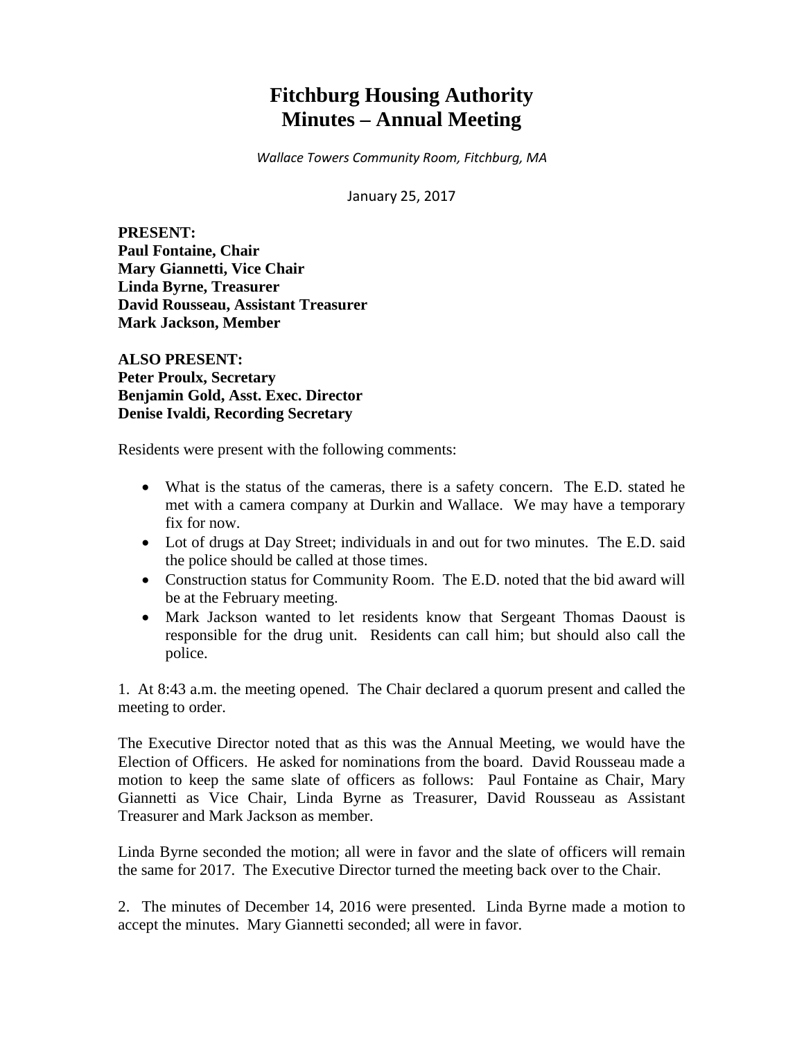# Fitchburg Housing Authority
# Minutes – Annual Meeting

*Wallace Towers Community Room, Fitchburg, MA*

January 25, 2017

**PRESENT:**
**Paul Fontaine, Chair**
**Mary Giannetti, Vice Chair**
**Linda Byrne, Treasurer**
**David Rousseau, Assistant Treasurer**
**Mark Jackson, Member**

**ALSO PRESENT:**
**Peter Proulx, Secretary**
**Benjamin Gold, Asst. Exec. Director**
**Denise Ivaldi, Recording Secretary**

Residents were present with the following comments:

- What is the status of the cameras, there is a safety concern. The E.D. stated he met with a camera company at Durkin and Wallace. We may have a temporary fix for now.
- Lot of drugs at Day Street; individuals in and out for two minutes. The E.D. said the police should be called at those times.
- Construction status for Community Room. The E.D. noted that the bid award will be at the February meeting.
- Mark Jackson wanted to let residents know that Sergeant Thomas Daoust is responsible for the drug unit. Residents can call him; but should also call the police.

1. At 8:43 a.m. the meeting opened. The Chair declared a quorum present and called the meeting to order.

The Executive Director noted that as this was the Annual Meeting, we would have the Election of Officers. He asked for nominations from the board. David Rousseau made a motion to keep the same slate of officers as follows: Paul Fontaine as Chair, Mary Giannetti as Vice Chair, Linda Byrne as Treasurer, David Rousseau as Assistant Treasurer and Mark Jackson as member.

Linda Byrne seconded the motion; all were in favor and the slate of officers will remain the same for 2017. The Executive Director turned the meeting back over to the Chair.

2. The minutes of December 14, 2016 were presented. Linda Byrne made a motion to accept the minutes. Mary Giannetti seconded; all were in favor.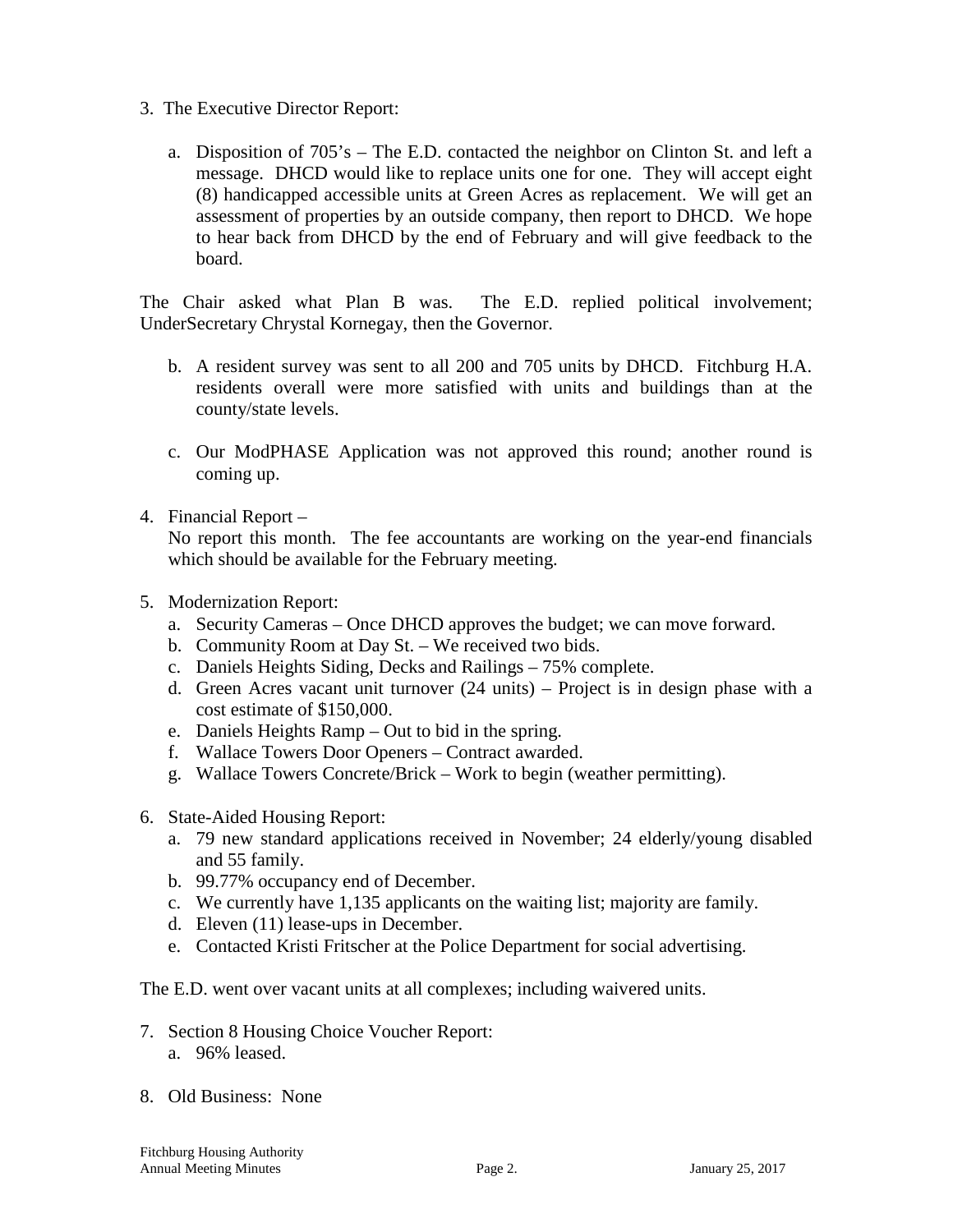3. The Executive Director Report:

   a. Disposition of 705's – The E.D. contacted the neighbor on Clinton St. and left a message. DHCD would like to replace units one for one. They will accept eight (8) handicapped accessible units at Green Acres as replacement. We will get an assessment of properties by an outside company, then report to DHCD. We hope to hear back from DHCD by the end of February and will give feedback to the board.

The Chair asked what Plan B was. The E.D. replied political involvement; UnderSecretary Chrystal Kornegay, then the Governor.

   b. A resident survey was sent to all 200 and 705 units by DHCD. Fitchburg H.A. residents overall were more satisfied with units and buildings than at the county/state levels.

   c. Our ModPHASE Application was not approved this round; another round is coming up.

4. Financial Report –
   No report this month. The fee accountants are working on the year-end financials which should be available for the February meeting.

5. Modernization Report:
   a. Security Cameras – Once DHCD approves the budget; we can move forward.
   b. Community Room at Day St. – We received two bids.
   c. Daniels Heights Siding, Decks and Railings – 75% complete.
   d. Green Acres vacant unit turnover (24 units) – Project is in design phase with a cost estimate of $150,000.
   e. Daniels Heights Ramp – Out to bid in the spring.
   f. Wallace Towers Door Openers – Contract awarded.
   g. Wallace Towers Concrete/Brick – Work to begin (weather permitting).

6. State-Aided Housing Report:
   a. 79 new standard applications received in November; 24 elderly/young disabled and 55 family.
   b. 99.77% occupancy end of December.
   c. We currently have 1,135 applicants on the waiting list; majority are family.
   d. Eleven (11) lease-ups in December.
   e. Contacted Kristi Fritscher at the Police Department for social advertising.

The E.D. went over vacant units at all complexes; including waivered units.

7. Section 8 Housing Choice Voucher Report:
   a. 96% leased.

8. Old Business: None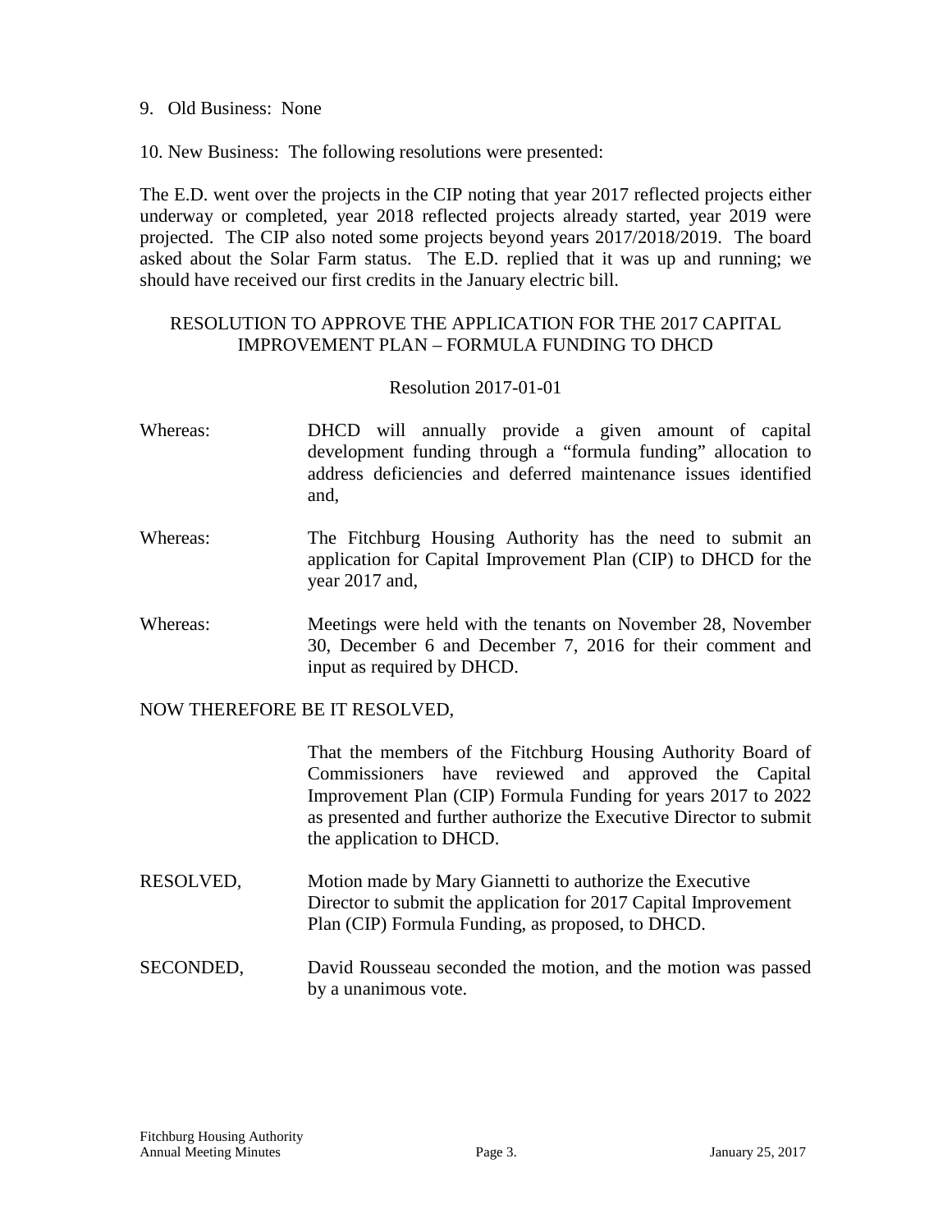9. Old Business: None

10. New Business: The following resolutions were presented:

The E.D. went over the projects in the CIP noting that year 2017 reflected projects either underway or completed, year 2018 reflected projects already started, year 2019 were projected. The CIP also noted some projects beyond years 2017/2018/2019. The board asked about the Solar Farm status. The E.D. replied that it was up and running; we should have received our first credits in the January electric bill.

RESOLUTION TO APPROVE THE APPLICATION FOR THE 2017 CAPITAL IMPROVEMENT PLAN – FORMULA FUNDING TO DHCD

Resolution 2017-01-01

Whereas: DHCD will annually provide a given amount of capital development funding through a "formula funding" allocation to address deficiencies and deferred maintenance issues identified and,

Whereas: The Fitchburg Housing Authority has the need to submit an application for Capital Improvement Plan (CIP) to DHCD for the year 2017 and,

Whereas: Meetings were held with the tenants on November 28, November 30, December 6 and December 7, 2016 for their comment and input as required by DHCD.

NOW THEREFORE BE IT RESOLVED,

That the members of the Fitchburg Housing Authority Board of Commissioners have reviewed and approved the Capital Improvement Plan (CIP) Formula Funding for years 2017 to 2022 as presented and further authorize the Executive Director to submit the application to DHCD.

RESOLVED, Motion made by Mary Giannetti to authorize the Executive Director to submit the application for 2017 Capital Improvement Plan (CIP) Formula Funding, as proposed, to DHCD.

SECONDED, David Rousseau seconded the motion, and the motion was passed by a unanimous vote.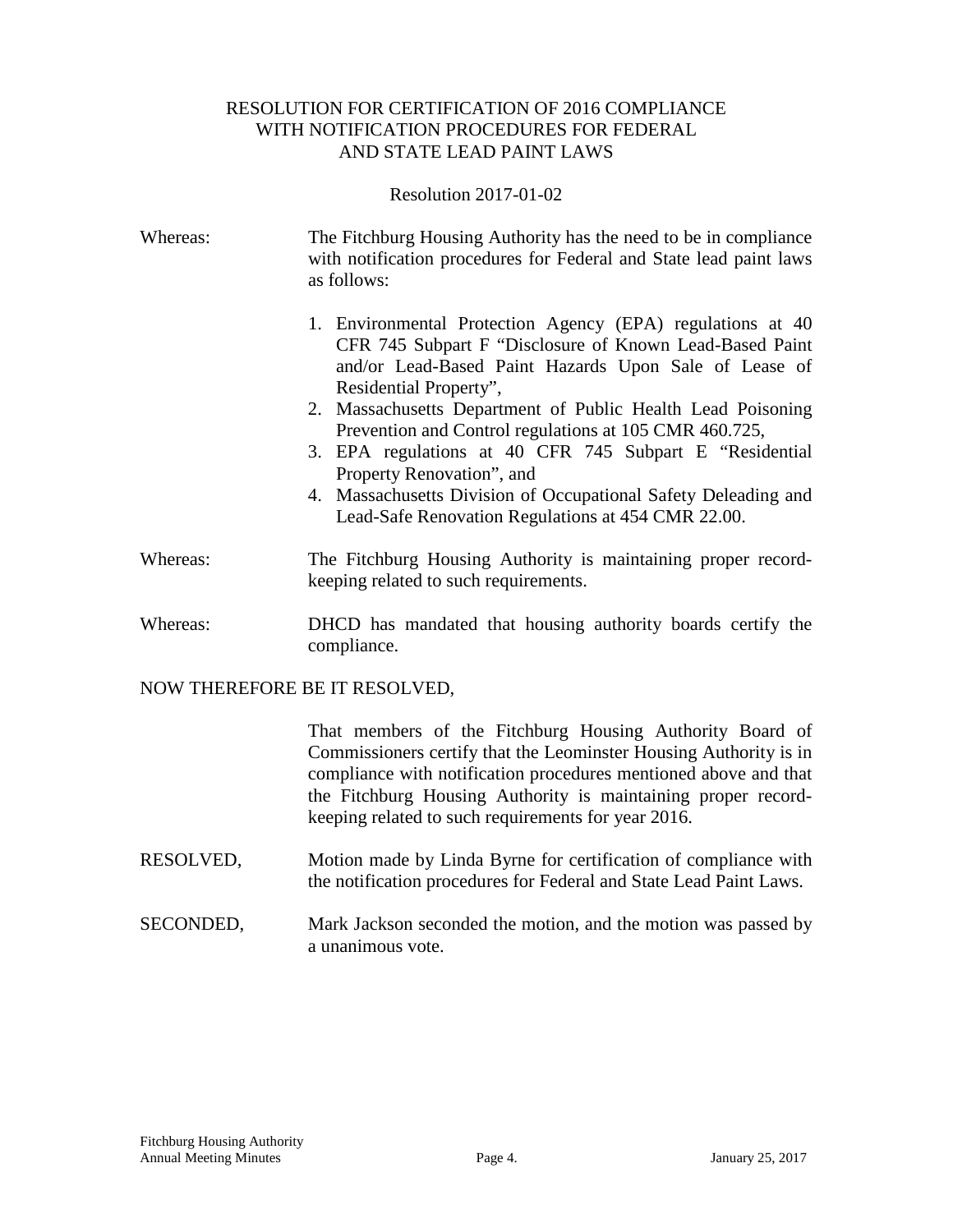# RESOLUTION FOR CERTIFICATION OF 2016 COMPLIANCE WITH NOTIFICATION PROCEDURES FOR FEDERAL AND STATE LEAD PAINT LAWS

Resolution 2017-01-02

Whereas: The Fitchburg Housing Authority has the need to be in compliance with notification procedures for Federal and State lead paint laws as follows:

1. Environmental Protection Agency (EPA) regulations at 40 CFR 745 Subpart F "Disclosure of Known Lead-Based Paint and/or Lead-Based Paint Hazards Upon Sale of Lease of Residential Property",
2. Massachusetts Department of Public Health Lead Poisoning Prevention and Control regulations at 105 CMR 460.725,
3. EPA regulations at 40 CFR 745 Subpart E "Residential Property Renovation", and
4. Massachusetts Division of Occupational Safety Deleading and Lead-Safe Renovation Regulations at 454 CMR 22.00.

Whereas: The Fitchburg Housing Authority is maintaining proper record-keeping related to such requirements.

Whereas: DHCD has mandated that housing authority boards certify the compliance.

NOW THEREFORE BE IT RESOLVED,

That members of the Fitchburg Housing Authority Board of Commissioners certify that the Leominster Housing Authority is in compliance with notification procedures mentioned above and that the Fitchburg Housing Authority is maintaining proper record-keeping related to such requirements for year 2016.

RESOLVED, Motion made by Linda Byrne for certification of compliance with the notification procedures for Federal and State Lead Paint Laws.

SECONDED, Mark Jackson seconded the motion, and the motion was passed by a unanimous vote.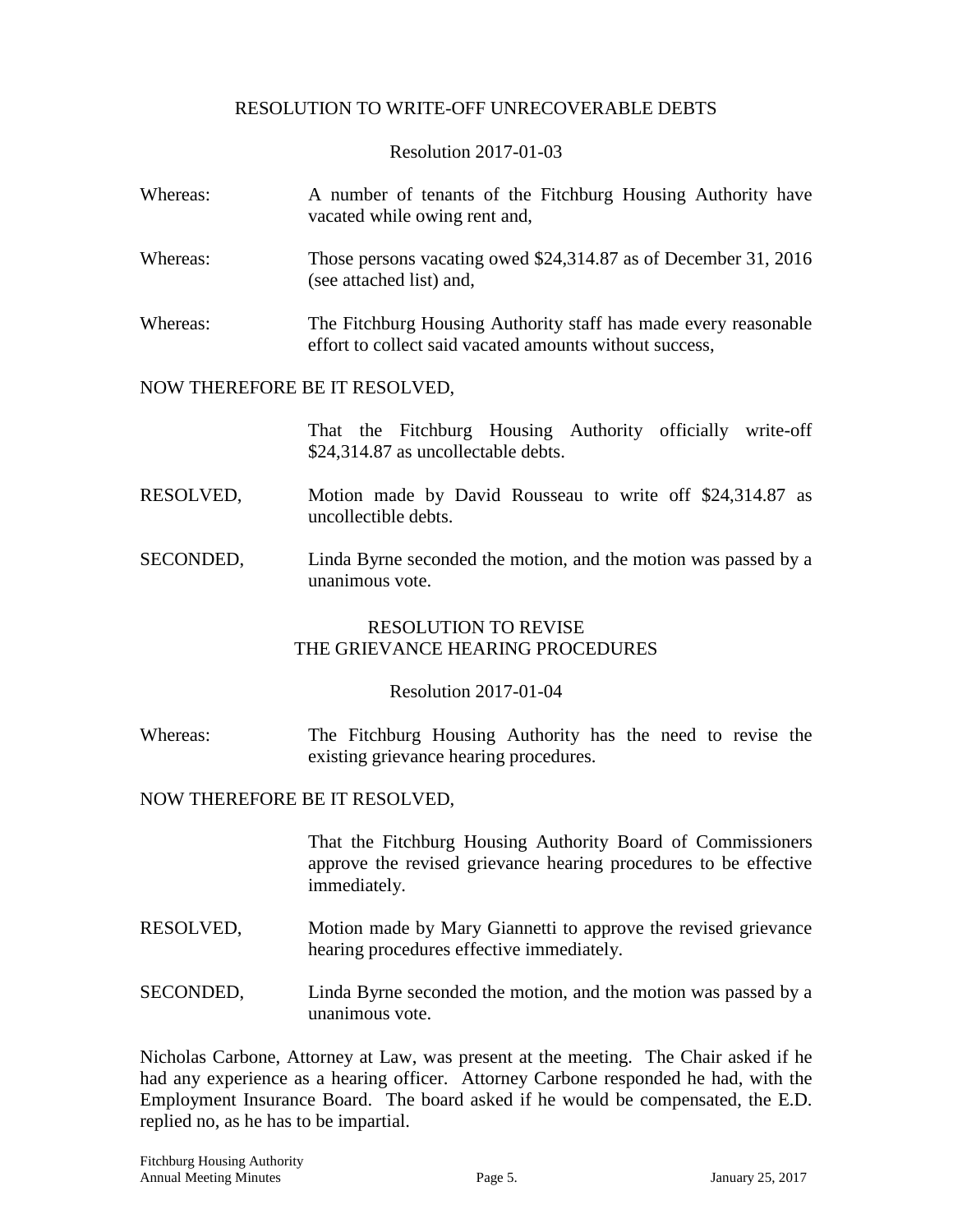### RESOLUTION TO WRITE-OFF UNRECOVERABLE DEBTS

Resolution 2017-01-03

Whereas: A number of tenants of the Fitchburg Housing Authority have vacated while owing rent and,

Whereas: Those persons vacating owed $24,314.87 as of December 31, 2016 (see attached list) and,

Whereas: The Fitchburg Housing Authority staff has made every reasonable effort to collect said vacated amounts without success,

NOW THEREFORE BE IT RESOLVED,

That the Fitchburg Housing Authority officially write-off $24,314.87 as uncollectable debts.

RESOLVED, Motion made by David Rousseau to write off $24,314.87 as uncollectible debts.

SECONDED, Linda Byrne seconded the motion, and the motion was passed by a unanimous vote.

### RESOLUTION TO REVISE THE GRIEVANCE HEARING PROCEDURES

Resolution 2017-01-04

Whereas: The Fitchburg Housing Authority has the need to revise the existing grievance hearing procedures.

NOW THEREFORE BE IT RESOLVED,

That the Fitchburg Housing Authority Board of Commissioners approve the revised grievance hearing procedures to be effective immediately.

RESOLVED, Motion made by Mary Giannetti to approve the revised grievance hearing procedures effective immediately.

SECONDED, Linda Byrne seconded the motion, and the motion was passed by a unanimous vote.

Nicholas Carbone, Attorney at Law, was present at the meeting. The Chair asked if he had any experience as a hearing officer. Attorney Carbone responded he had, with the Employment Insurance Board. The board asked if he would be compensated, the E.D. replied no, as he has to be impartial.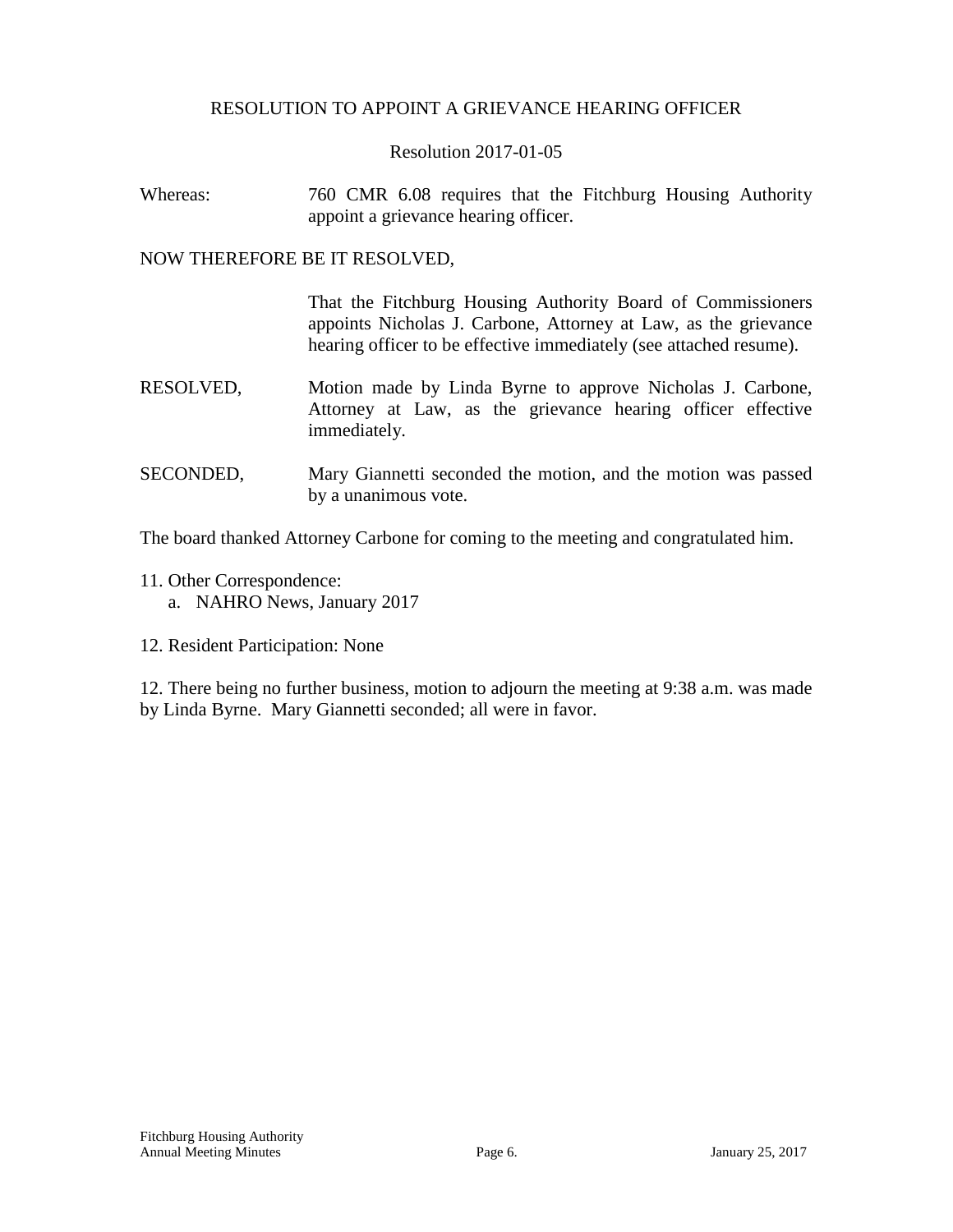RESOLUTION TO APPOINT A GRIEVANCE HEARING OFFICER

Resolution 2017-01-05

Whereas: 760 CMR 6.08 requires that the Fitchburg Housing Authority appoint a grievance hearing officer.

NOW THEREFORE BE IT RESOLVED,

That the Fitchburg Housing Authority Board of Commissioners appoints Nicholas J. Carbone, Attorney at Law, as the grievance hearing officer to be effective immediately (see attached resume).

RESOLVED, Motion made by Linda Byrne to approve Nicholas J. Carbone, Attorney at Law, as the grievance hearing officer effective immediately.

SECONDED, Mary Giannetti seconded the motion, and the motion was passed by a unanimous vote.

The board thanked Attorney Carbone for coming to the meeting and congratulated him.

11. Other Correspondence:
    a. NAHRO News, January 2017

12. Resident Participation: None

12. There being no further business, motion to adjourn the meeting at 9:38 a.m. was made by Linda Byrne. Mary Giannetti seconded; all were in favor.